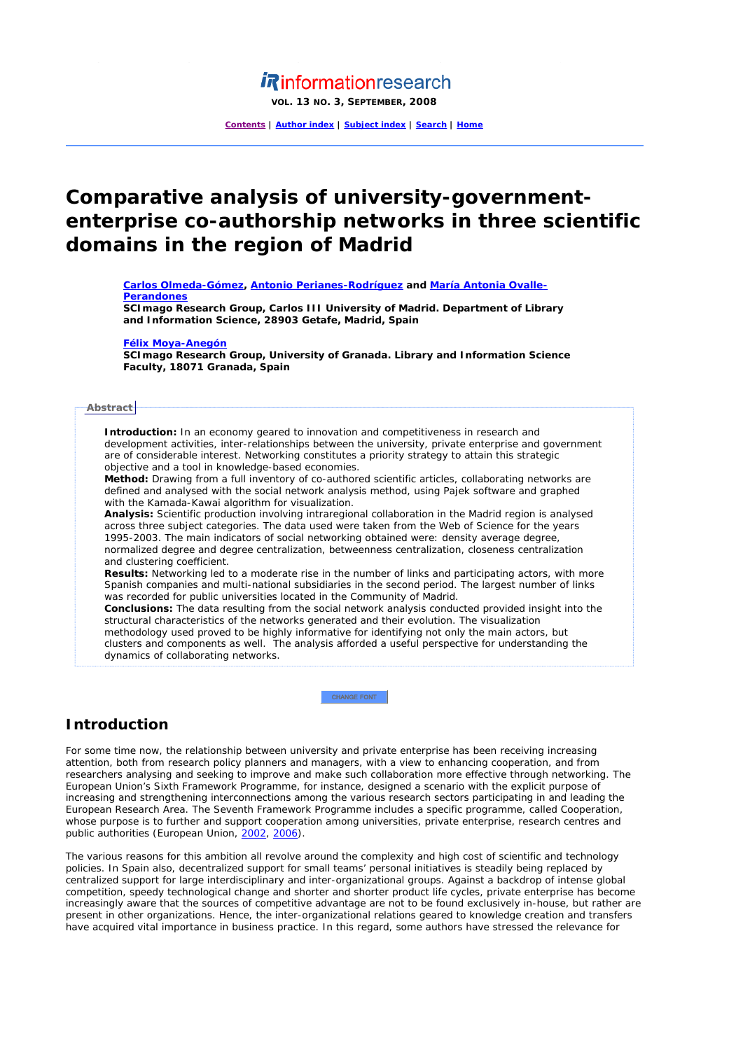# Comparative analysis of university-government-enterprise co-authorship networks in three scientific domains in the region of Madrid

**Carlos Olmeda-Gómez, Antonio Perianes-Rodríguez and María Antonia Ovalle-Perandones**
**SCImago Research Group, Carlos III University of Madrid. Department of Library and Information Science, 28903 Getafe, Madrid, Spain**

**Félix Moya-Anegón**
**SCImago Research Group, University of Granada. Library and Information Science Faculty, 18071 Granada, Spain**

## Abstract

**Introduction:** In an economy geared to innovation and competitiveness in research and development activities, inter-relationships between the university, private enterprise and government are of considerable interest. Networking constitutes a priority strategy to attain this strategic objective and a tool in knowledge-based economies.
**Method:** Drawing from a full inventory of co-authored scientific articles, collaborating networks are defined and analysed with the social network analysis method, using Pajek software and graphed with the Kamada-Kawai algorithm for visualization.
**Analysis:** Scientific production involving intraregional collaboration in the Madrid region is analysed across three subject categories. The data used were taken from the Web of Science for the years 1995-2003. The main indicators of social networking obtained were: density average degree, normalized degree and degree centralization, betweenness centralization, closeness centralization and clustering coefficient.
**Results:** Networking led to a moderate rise in the number of links and participating actors, with more Spanish companies and multi-national subsidiaries in the second period. The largest number of links was recorded for public universities located in the Community of Madrid.
**Conclusions:** The data resulting from the social network analysis conducted provided insight into the structural characteristics of the networks generated and their evolution. The visualization methodology used proved to be highly informative for identifying not only the main actors, but clusters and components as well. The analysis afforded a useful perspective for understanding the dynamics of collaborating networks.

## Introduction

For some time now, the relationship between university and private enterprise has been receiving increasing attention, both from research policy planners and managers, with a view to enhancing cooperation, and from researchers analysing and seeking to improve and make such collaboration more effective through networking. The European Union's Sixth Framework Programme, for instance, designed a scenario with the explicit purpose of increasing and strengthening interconnections among the various research sectors participating in and leading the European Research Area. The Seventh Framework Programme includes a specific programme, called Cooperation, whose purpose is to further and support cooperation among universities, private enterprise, research centres and public authorities (European Union, 2002, 2006).

The various reasons for this ambition all revolve around the complexity and high cost of scientific and technology policies. In Spain also, decentralized support for small teams' personal initiatives is steadily being replaced by centralized support for large interdisciplinary and inter-organizational groups. Against a backdrop of intense global competition, speedy technological change and shorter and shorter product life cycles, private enterprise has become increasingly aware that the sources of competitive advantage are not to be found exclusively in-house, but rather are present in other organizations. Hence, the inter-organizational relations geared to knowledge creation and transfers have acquired vital importance in business practice. In this regard, some authors have stressed the relevance for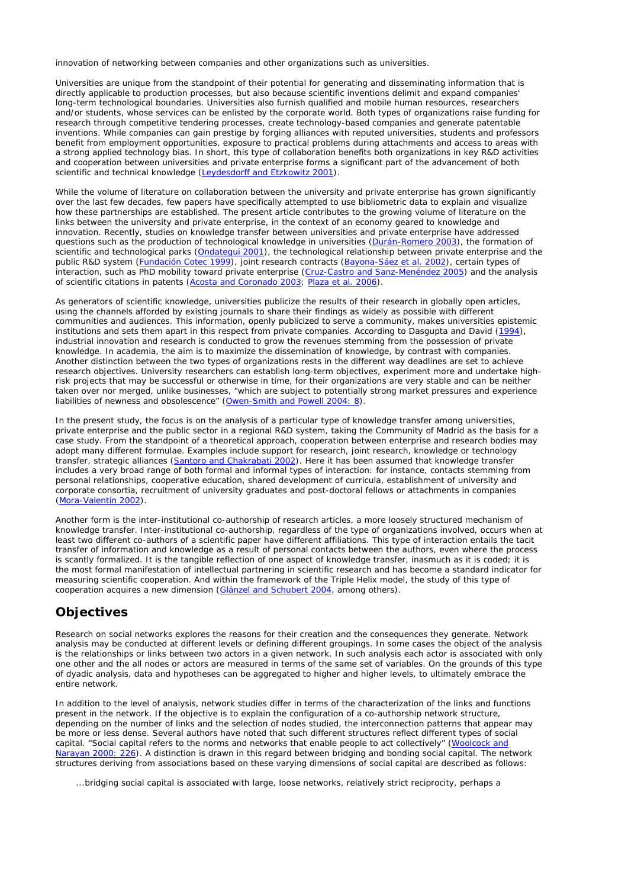innovation of networking between companies and other organizations such as universities.

Universities are unique from the standpoint of their potential for generating and disseminating information that is directly applicable to production processes, but also because scientific inventions delimit and expand companies' long-term technological boundaries. Universities also furnish qualified and mobile human resources, researchers and/or students, whose services can be enlisted by the corporate world. Both types of organizations raise funding for research through competitive tendering processes, create technology-based companies and generate patentable inventions. While companies can gain prestige by forging alliances with reputed universities, students and professors benefit from employment opportunities, exposure to practical problems during attachments and access to areas with a strong applied technology bias. In short, this type of collaboration benefits both organizations in key R&D activities and cooperation between universities and private enterprise forms a significant part of the advancement of both scientific and technical knowledge (Leydesdorff and Etzkowitz 2001).

While the volume of literature on collaboration between the university and private enterprise has grown significantly over the last few decades, few papers have specifically attempted to use bibliometric data to explain and visualize how these partnerships are established. The present article contributes to the growing volume of literature on the links between the university and private enterprise, in the context of an economy geared to knowledge and innovation. Recently, studies on knowledge transfer between universities and private enterprise have addressed questions such as the production of technological knowledge in universities (Durán-Romero 2003), the formation of scientific and technological parks (Ondategui 2001), the technological relationship between private enterprise and the public R&D system (Fundación Cotec 1999), joint research contracts (Bayona-Sáez et al. 2002), certain types of interaction, such as PhD mobility toward private enterprise (Cruz-Castro and Sanz-Menéndez 2005) and the analysis of scientific citations in patents (Acosta and Coronado 2003; Plaza et al. 2006).

As generators of scientific knowledge, universities publicize the results of their research in globally open articles, using the channels afforded by existing journals to share their findings as widely as possible with different communities and audiences. This information, openly publicized to serve a community, makes universities epistemic institutions and sets them apart in this respect from private companies. According to Dasgupta and David (1994), industrial innovation and research is conducted to grow the revenues stemming from the possession of private knowledge. In academia, the aim is to maximize the dissemination of knowledge, by contrast with companies. Another distinction between the two types of organizations rests in the different way deadlines are set to achieve research objectives. University researchers can establish long-term objectives, experiment more and undertake high-risk projects that may be successful or otherwise in time, for their organizations are very stable and can be neither taken over nor merged, unlike businesses, "which are subject to potentially strong market pressures and experience liabilities of newness and obsolescence" (Owen-Smith and Powell 2004: 8).

In the present study, the focus is on the analysis of a particular type of knowledge transfer among universities, private enterprise and the public sector in a regional R&D system, taking the Community of Madrid as the basis for a case study. From the standpoint of a theoretical approach, cooperation between enterprise and research bodies may adopt many different formulae. Examples include support for research, joint research, knowledge or technology transfer, strategic alliances (Santoro and Chakrabati 2002). Here it has been assumed that knowledge transfer includes a very broad range of both formal and informal types of interaction: for instance, contacts stemming from personal relationships, cooperative education, shared development of curricula, establishment of university and corporate consortia, recruitment of university graduates and post-doctoral fellows or attachments in companies (Mora-Valentín 2002).

Another form is the inter-institutional co-authorship of research articles, a more loosely structured mechanism of knowledge transfer. Inter-institutional co-authorship, regardless of the type of organizations involved, occurs when at least two different co-authors of a scientific paper have different affiliations. This type of interaction entails the tacit transfer of information and knowledge as a result of personal contacts between the authors, even where the process is scantly formalized. It is the tangible reflection of one aspect of knowledge transfer, inasmuch as it is coded; it is the most formal manifestation of intellectual partnering in scientific research and has become a standard indicator for measuring scientific cooperation. And within the framework of the Triple Helix model, the study of this type of cooperation acquires a new dimension (Glänzel and Schubert 2004, among others).

## Objectives

Research on social networks explores the reasons for their creation and the consequences they generate. Network analysis may be conducted at different levels or defining different groupings. In some cases the object of the analysis is the relationships or links between two actors in a given network. In such analysis each actor is associated with only one other and the all nodes or actors are measured in terms of the same set of variables. On the grounds of this type of dyadic analysis, data and hypotheses can be aggregated to higher and higher levels, to ultimately embrace the entire network.

In addition to the level of analysis, network studies differ in terms of the characterization of the links and functions present in the network. If the objective is to explain the configuration of a co-authorship network structure, depending on the number of links and the selection of nodes studied, the interconnection patterns that appear may be more or less dense. Several authors have noted that such different structures reflect different types of social capital. "Social capital refers to the norms and networks that enable people to act collectively" (Woolcock and Narayan 2000: 226). A distinction is drawn in this regard between bridging and bonding social capital. The network structures deriving from associations based on these varying dimensions of social capital are described as follows:

> ...bridging social capital is associated with large, loose networks, relatively strict reciprocity, perhaps a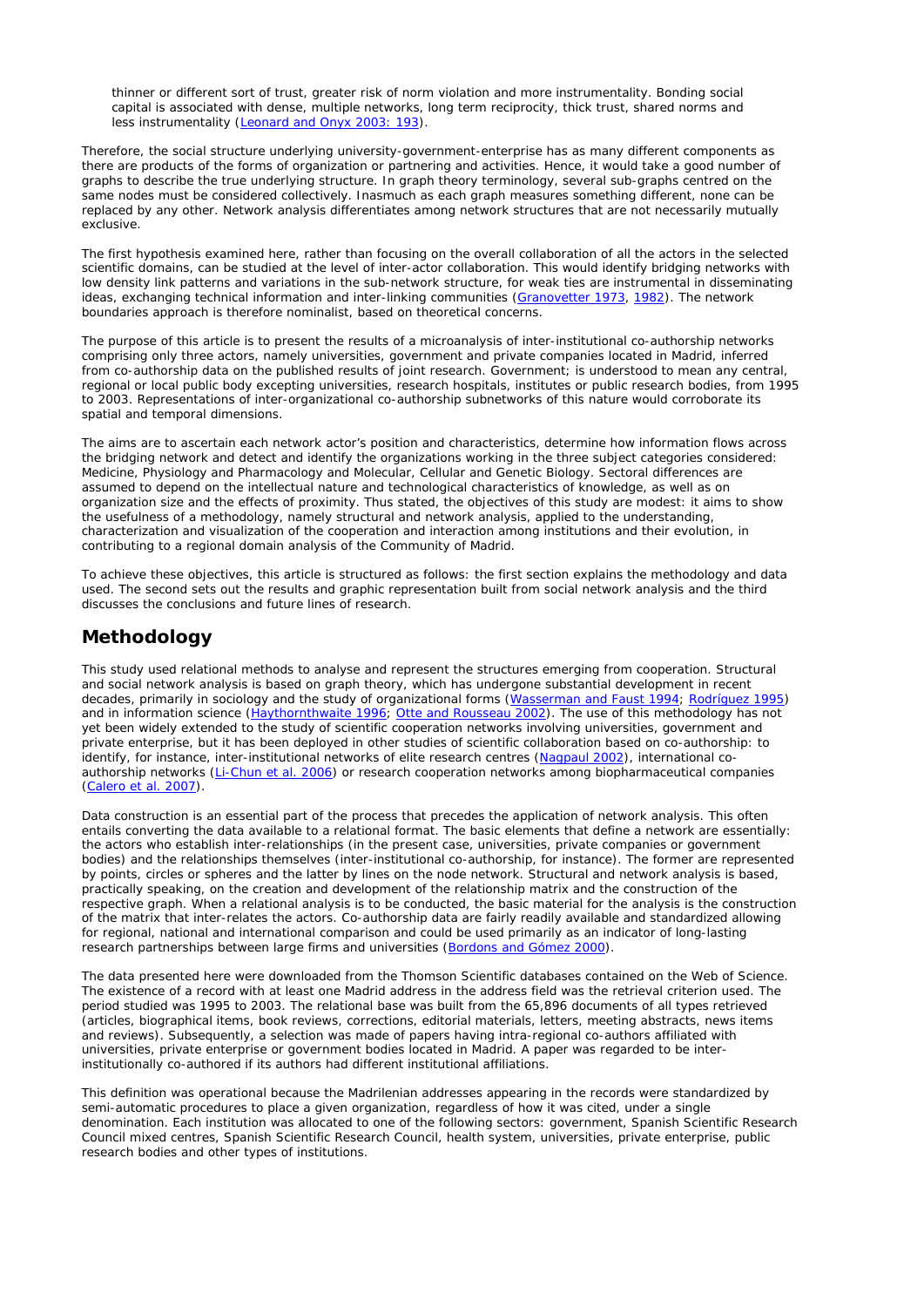> thinner or different sort of trust, greater risk of norm violation and more instrumentality. Bonding social capital is associated with dense, multiple networks, long term reciprocity, thick trust, shared norms and less instrumentality (Leonard and Onyx 2003: 193).

Therefore, the social structure underlying university-government-enterprise has as many different components as there are products of the forms of organization or partnering and activities. Hence, it would take a good number of graphs to describe the true underlying structure. In graph theory terminology, several sub-graphs centred on the same nodes must be considered collectively. Inasmuch as each graph measures something different, none can be replaced by any other. Network analysis differentiates among network structures that are not necessarily mutually exclusive.

The first hypothesis examined here, rather than focusing on the overall collaboration of all the actors in the selected scientific domains, can be studied at the level of inter-actor collaboration. This would identify bridging networks with low density link patterns and variations in the sub-network structure, for weak ties are instrumental in disseminating ideas, exchanging technical information and inter-linking communities (Granovetter 1973, 1982). The network boundaries approach is therefore nominalist, based on theoretical concerns.

The purpose of this article is to present the results of a microanalysis of inter-institutional co-authorship networks comprising only three actors, namely universities, government and private companies located in Madrid, inferred from co-authorship data on the published results of joint research. Government; is understood to mean any central, regional or local public body excepting universities, research hospitals, institutes or public research bodies, from 1995 to 2003. Representations of inter-organizational co-authorship subnetworks of this nature would corroborate its spatial and temporal dimensions.

The aims are to ascertain each network actor's position and characteristics, determine how information flows across the bridging network and detect and identify the organizations working in the three subject categories considered: Medicine, Physiology and Pharmacology and Molecular, Cellular and Genetic Biology. Sectoral differences are assumed to depend on the intellectual nature and technological characteristics of knowledge, as well as on organization size and the effects of proximity. Thus stated, the objectives of this study are modest: it aims to show the usefulness of a methodology, namely structural and network analysis, applied to the understanding, characterization and visualization of the cooperation and interaction among institutions and their evolution, in contributing to a regional domain analysis of the Community of Madrid.

To achieve these objectives, this article is structured as follows: the first section explains the methodology and data used. The second sets out the results and graphic representation built from social network analysis and the third discusses the conclusions and future lines of research.

## Methodology

This study used relational methods to analyse and represent the structures emerging from cooperation. Structural and social network analysis is based on graph theory, which has undergone substantial development in recent decades, primarily in sociology and the study of organizational forms (Wasserman and Faust 1994; Rodríguez 1995) and in information science (Haythornthwaite 1996; Otte and Rousseau 2002). The use of this methodology has not yet been widely extended to the study of scientific cooperation networks involving universities, government and private enterprise, but it has been deployed in other studies of scientific collaboration based on co-authorship: to identify, for instance, inter-institutional networks of elite research centres (Nagpaul 2002), international co-authorship networks (Li-Chun et al. 2006) or research cooperation networks among biopharmaceutical companies (Calero et al. 2007).

Data construction is an essential part of the process that precedes the application of network analysis. This often entails converting the data available to a relational format. The basic elements that define a network are essentially: the actors who establish inter-relationships (in the present case, universities, private companies or government bodies) and the relationships themselves (inter-institutional co-authorship, for instance). The former are represented by points, circles or spheres and the latter by lines on the node network. Structural and network analysis is based, practically speaking, on the creation and development of the relationship matrix and the construction of the respective graph. When a relational analysis is to be conducted, the basic material for the analysis is the construction of the matrix that inter-relates the actors. Co-authorship data are fairly readily available and standardized allowing for regional, national and international comparison and could be used primarily as an indicator of long-lasting research partnerships between large firms and universities (Bordons and Gómez 2000).

The data presented here were downloaded from the Thomson Scientific databases contained on the Web of Science. The existence of a record with at least one Madrid address in the address field was the retrieval criterion used. The period studied was 1995 to 2003. The relational base was built from the 65,896 documents of all types retrieved (articles, biographical items, book reviews, corrections, editorial materials, letters, meeting abstracts, news items and reviews). Subsequently, a selection was made of papers having intra-regional co-authors affiliated with universities, private enterprise or government bodies located in Madrid. A paper was regarded to be inter-institutionally co-authored if its authors had different institutional affiliations.

This definition was operational because the Madrilenian addresses appearing in the records were standardized by semi-automatic procedures to place a given organization, regardless of how it was cited, under a single denomination. Each institution was allocated to one of the following sectors: government, Spanish Scientific Research Council mixed centres, Spanish Scientific Research Council, health system, universities, private enterprise, public research bodies and other types of institutions.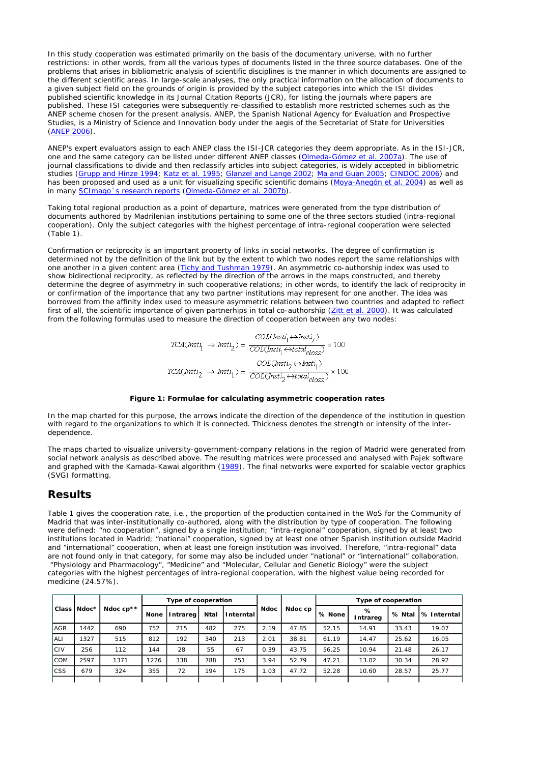In this study cooperation was estimated primarily on the basis of the documentary universe, with no further restrictions: in other words, from all the various types of documents listed in the three source databases. One of the problems that arises in bibliometric analysis of scientific disciplines is the manner in which documents are assigned to the different scientific areas. In large-scale analyses, the only practical information on the allocation of documents to a given subject field on the grounds of origin is provided by the subject categories into which the ISI divides published scientific knowledge in its Journal Citation Reports (JCR), for listing the journals where papers are published. These ISI categories were subsequently re-classified to establish more restricted schemes such as the ANEP scheme chosen for the present analysis. ANEP, the Spanish National Agency for Evaluation and Prospective Studies, is a Ministry of Science and Innovation body under the aegis of the Secretariat of State for Universities (ANEP 2006).

ANEP's expert evaluators assign to each ANEP class the ISI-JCR categories they deem appropriate. As in the ISI-JCR, one and the same category can be listed under different ANEP classes (Olmeda-Gómez et al. 2007a). The use of journal classifications to divide and then reclassify articles into subject categories, is widely accepted in bibliometric studies (Grupp and Hinze 1994; Katz et al. 1995; Glanzel and Lange 2002; Ma and Guan 2005; CINDOC 2006) and has been proposed and used as a unit for visualizing specific scientific domains (Moya-Anegón et al. 2004) as well as in many SCImago´s research reports (Olmeda-Gómez et al. 2007b).

Taking total regional production as a point of departure, matrices were generated from the type distribution of documents authored by Madrilenian institutions pertaining to some one of the three sectors studied (intra-regional cooperation). Only the subject categories with the highest percentage of intra-regional cooperation were selected (Table 1).

Confirmation or reciprocity is an important property of links in social networks. The degree of confirmation is determined not by the definition of the link but by the extent to which two nodes report the same relationships with one another in a given content area (Tichy and Tushman 1979). An asymmetric co-authorship index was used to show bidirectional reciprocity, as reflected by the direction of the arrows in the maps constructed, and thereby determine the degree of asymmetry in such cooperative relations; in other words, to identify the lack of reciprocity in or confirmation of the importance that any two partner institutions may represent for one another. The idea was borrowed from the affinity index used to measure asymmetric relations between two countries and adapted to reflect first of all, the scientific importance of given partnerhips in total co-authorship (Zitt et al. 2000). It was calculated from the following formulas used to measure the direction of cooperation between any two nodes:

$$TCA(Insti_1 \rightarrow Insti_2) = \frac{COL(Insti_1 \leftrightarrow Insti_2)}{COL(Insti_1 \leftrightarrow total_{class})} \times 100$$

$$TCA(Insti_2 \rightarrow Insti_1) = \frac{COL(Insti_2 \leftrightarrow Insti_1)}{COL(Insti_2 \leftrightarrow total_{class})} \times 100$$

**Figure 1: Formulae for calculating asymmetric cooperation rates**

In the map charted for this purpose, the arrows indicate the direction of the dependence of the institution in question with regard to the organizations to which it is connected. Thickness denotes the strength or intensity of the inter-dependence.

The maps charted to visualize university-government-company relations in the region of Madrid were generated from social network analysis as described above. The resulting matrices were processed and analysed with Pajek software and graphed with the Kamada-Kawai algorithm (1989). The final networks were exported for scalable vector graphics (SVG) formatting.

## Results

Table 1 gives the cooperation rate, i.e., the proportion of the production contained in the WoS for the Community of Madrid that was inter-institutionally co-authored, along with the distribution by type of cooperation. The following were defined: "no cooperation", signed by a single institution; "intra-regional" cooperation, signed by at least two institutions located in Madrid; "national" cooperation, signed by at least one other Spanish institution outside Madrid and "international" cooperation, when at least one foreign institution was involved. Therefore, "intra-regional" data are not found only in that category, for some may also be included under "national" or "international" collaboration. "Physiology and Pharmacology", "Medicine" and "Molecular, Cellular and Genetic Biology" were the subject categories with the highest percentages of intra-regional cooperation, with the highest value being recorded for medicine (24.57%).

| Class | Ndoc* | Ndoc cp** | Type of cooperation | | | | Ndoc | Ndoc cp | Type of cooperation | | | |
|---|---|---|---|---|---|---|---|---|---|---|---|---|
| | | | None | Intrareg | Ntal | Interntal | | | % None | % Intrareg | % Ntal | % Interntal |
| AGR | 1442 | 690 | 752 | 215 | 482 | 275 | 2.19 | 47.85 | 52.15 | 14.91 | 33.43 | 19.07 |
| ALI | 1327 | 515 | 812 | 192 | 340 | 213 | 2.01 | 38.81 | 61.19 | 14.47 | 25.62 | 16.05 |
| CIV | 256 | 112 | 144 | 28 | 55 | 67 | 0.39 | 43.75 | 56.25 | 10.94 | 21.48 | 26.17 |
| COM | 2597 | 1371 | 1226 | 338 | 788 | 751 | 3.94 | 52.79 | 47.21 | 13.02 | 30.34 | 28.92 |
| CSS | 679 | 324 | 355 | 72 | 194 | 175 | 1.03 | 47.72 | 52.28 | 10.60 | 28.57 | 25.77 |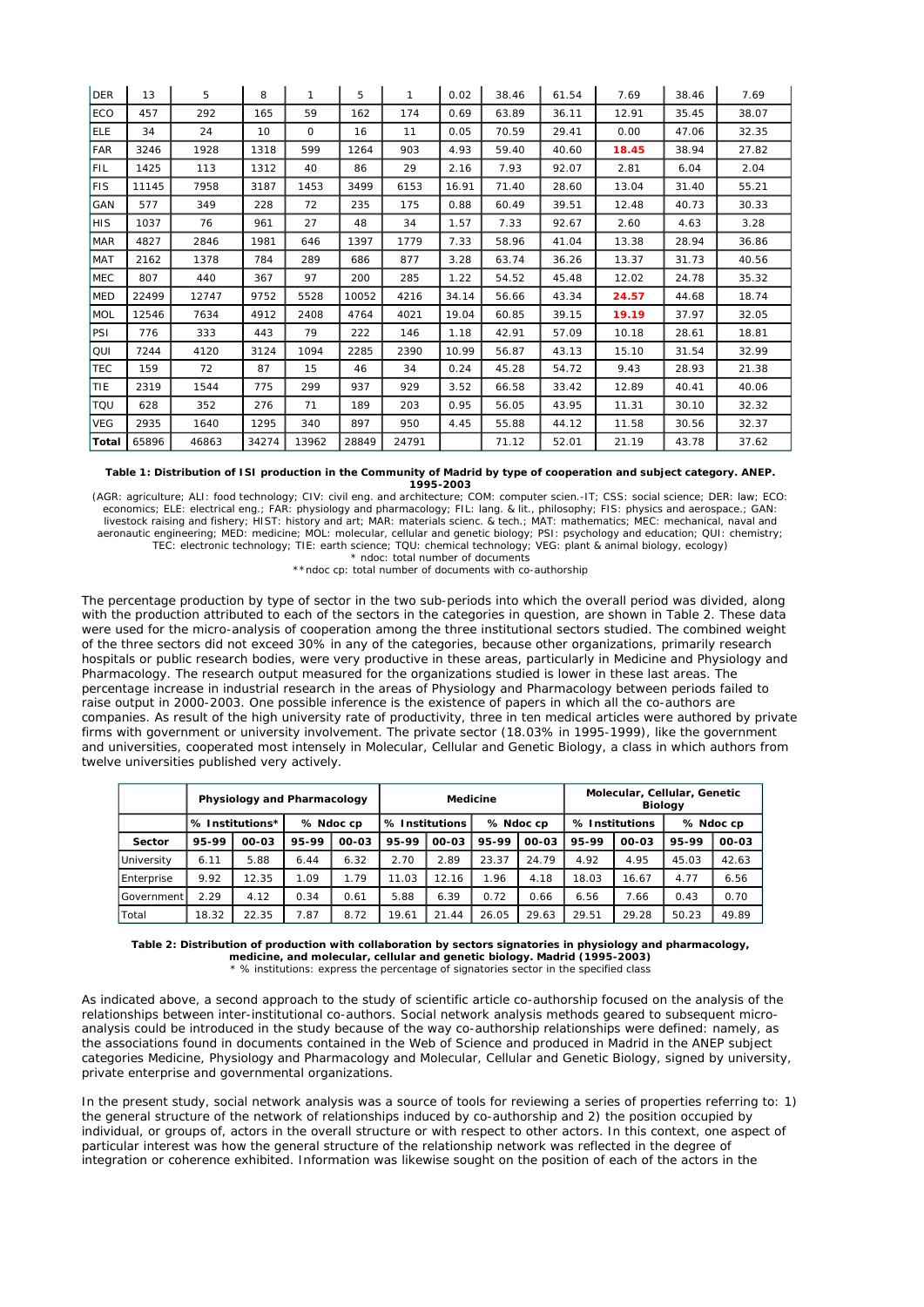| DER | 13 | 5 | 8 | 1 | 5 | 1 | 0.02 | 38.46 | 61.54 | 7.69 | 38.46 | 7.69 |
|---|---|---|---|---|---|---|---|---|---|---|---|---|
| ECO | 457 | 292 | 165 | 59 | 162 | 174 | 0.69 | 63.89 | 36.11 | 12.91 | 35.45 | 38.07 |
| ELE | 34 | 24 | 10 | 0 | 16 | 11 | 0.05 | 70.59 | 29.41 | 0.00 | 47.06 | 32.35 |
| FAR | 3246 | 1928 | 1318 | 599 | 1264 | 903 | 4.93 | 59.40 | 40.60 | **18.45** | 38.94 | 27.82 |
| FIL | 1425 | 113 | 1312 | 40 | 86 | 29 | 2.16 | 7.93 | 92.07 | 2.81 | 6.04 | 2.04 |
| FIS | 11145 | 7958 | 3187 | 1453 | 3499 | 6153 | 16.91 | 71.40 | 28.60 | 13.04 | 31.40 | 55.21 |
| GAN | 577 | 349 | 228 | 72 | 235 | 175 | 0.88 | 60.49 | 39.51 | 12.48 | 40.73 | 30.33 |
| HIS | 1037 | 76 | 961 | 27 | 48 | 34 | 1.57 | 7.33 | 92.67 | 2.60 | 4.63 | 3.28 |
| MAR | 4827 | 2846 | 1981 | 646 | 1397 | 1779 | 7.33 | 58.96 | 41.04 | 13.38 | 28.94 | 36.86 |
| MAT | 2162 | 1378 | 784 | 289 | 686 | 877 | 3.28 | 63.74 | 36.26 | 13.37 | 31.73 | 40.56 |
| MEC | 807 | 440 | 367 | 97 | 200 | 285 | 1.22 | 54.52 | 45.48 | 12.02 | 24.78 | 35.32 |
| MED | 22499 | 12747 | 9752 | 5528 | 10052 | 4216 | 34.14 | 56.66 | 43.34 | **24.57** | 44.68 | 18.74 |
| MOL | 12546 | 7634 | 4912 | 2408 | 4764 | 4021 | 19.04 | 60.85 | 39.15 | **19.19** | 37.97 | 32.05 |
| PSI | 776 | 333 | 443 | 79 | 222 | 146 | 1.18 | 42.91 | 57.09 | 10.18 | 28.61 | 18.81 |
| QUI | 7244 | 4120 | 3124 | 1094 | 2285 | 2390 | 10.99 | 56.87 | 43.13 | 15.10 | 31.54 | 32.99 |
| TEC | 159 | 72 | 87 | 15 | 46 | 34 | 0.24 | 45.28 | 54.72 | 9.43 | 28.93 | 21.38 |
| TIE | 2319 | 1544 | 775 | 299 | 937 | 929 | 3.52 | 66.58 | 33.42 | 12.89 | 40.41 | 40.06 |
| TQU | 628 | 352 | 276 | 71 | 189 | 203 | 0.95 | 56.05 | 43.95 | 11.31 | 30.10 | 32.32 |
| VEG | 2935 | 1640 | 1295 | 340 | 897 | 950 | 4.45 | 55.88 | 44.12 | 11.58 | 30.56 | 32.37 |
| **Total** | 65896 | 46863 | 34274 | 13962 | 28849 | 24791 | | 71.12 | 52.01 | 21.19 | 43.78 | 37.62 |

**Table 1: Distribution of ISI production in the Community of Madrid by type of cooperation and subject category. ANEP. 1995-2003**

(AGR: agriculture; ALI: food technology; CIV: civil eng. and architecture; COM: computer scien.-IT; CSS: social science; DER: law; ECO: economics; ELE: electrical eng.; FAR: physiology and pharmacology; FIL: lang. & lit., philosophy; FIS: physics and aerospace.; GAN: livestock raising and fishery; HIST: history and art; MAR: materials scienc. & tech.; MAT: mathematics; MEC: mechanical, naval and aeronautic engineering; MED: medicine; MOL: molecular, cellular and genetic biology; PSI: psychology and education; QUI: chemistry; TEC: electronic technology; TIE: earth science; TQU: chemical technology; VEG: plant & animal biology, ecology)

\* ndoc: total number of documents

\*\*ndoc cp: total number of documents with co-authorship

The percentage production by type of sector in the two sub-periods into which the overall period was divided, along with the production attributed to each of the sectors in the categories in question, are shown in Table 2. These data were used for the micro-analysis of cooperation among the three institutional sectors studied. The combined weight of the three sectors did not exceed 30% in any of the categories, because other organizations, primarily research hospitals or public research bodies, were very productive in these areas, particularly in Medicine and Physiology and Pharmacology. The research output measured for the organizations studied is lower in these last areas. The percentage increase in industrial research in the areas of Physiology and Pharmacology between periods failed to raise output in 2000-2003. One possible inference is the existence of papers in which all the co-authors are companies. As result of the high university rate of productivity, three in ten medical articles were authored by private firms with government or university involvement. The private sector (18.03% in 1995-1999), like the government and universities, cooperated most intensely in Molecular, Cellular and Genetic Biology, a class in which authors from twelve universities published very actively.

| | Physiology and Pharmacology | | | | Medicine | | | | Molecular, Cellular, Genetic Biology | | | |
|---|---|---|---|---|---|---|---|---|---|---|---|---|
| | % Institutions* | | % Ndoc cp | | % Institutions | | % Ndoc cp | | % Institutions | | % Ndoc cp | |
| **Sector** | **95-99** | **00-03** | **95-99** | **00-03** | **95-99** | **00-03** | **95-99** | **00-03** | **95-99** | **00-03** | **95-99** | **00-03** |
| University | 6.11 | 5.88 | 6.44 | 6.32 | 2.70 | 2.89 | 23.37 | 24.79 | 4.92 | 4.95 | 45.03 | 42.63 |
| Enterprise | 9.92 | 12.35 | 1.09 | 1.79 | 11.03 | 12.16 | 1.96 | 4.18 | 18.03 | 16.67 | 4.77 | 6.56 |
| Government | 2.29 | 4.12 | 0.34 | 0.61 | 5.88 | 6.39 | 0.72 | 0.66 | 6.56 | 7.66 | 0.43 | 0.70 |
| Total | 18.32 | 22.35 | 7.87 | 8.72 | 19.61 | 21.44 | 26.05 | 29.63 | 29.51 | 29.28 | 50.23 | 49.89 |

**Table 2: Distribution of production with collaboration by sectors signatories in physiology and pharmacology, medicine, and molecular, cellular and genetic biology. Madrid (1995-2003)**

\* % institutions: express the percentage of signatories sector in the specified class

As indicated above, a second approach to the study of scientific article co-authorship focused on the analysis of the relationships between inter-institutional co-authors. Social network analysis methods geared to subsequent micro-analysis could be introduced in the study because of the way co-authorship relationships were defined: namely, as the associations found in documents contained in the Web of Science and produced in Madrid in the ANEP subject categories Medicine, Physiology and Pharmacology and Molecular, Cellular and Genetic Biology, signed by university, private enterprise and governmental organizations.

In the present study, social network analysis was a source of tools for reviewing a series of properties referring to: 1) the general structure of the network of relationships induced by co-authorship and 2) the position occupied by individual, or groups of, actors in the overall structure or with respect to other actors. In this context, one aspect of particular interest was how the general structure of the relationship network was reflected in the degree of integration or coherence exhibited. Information was likewise sought on the position of each of the actors in the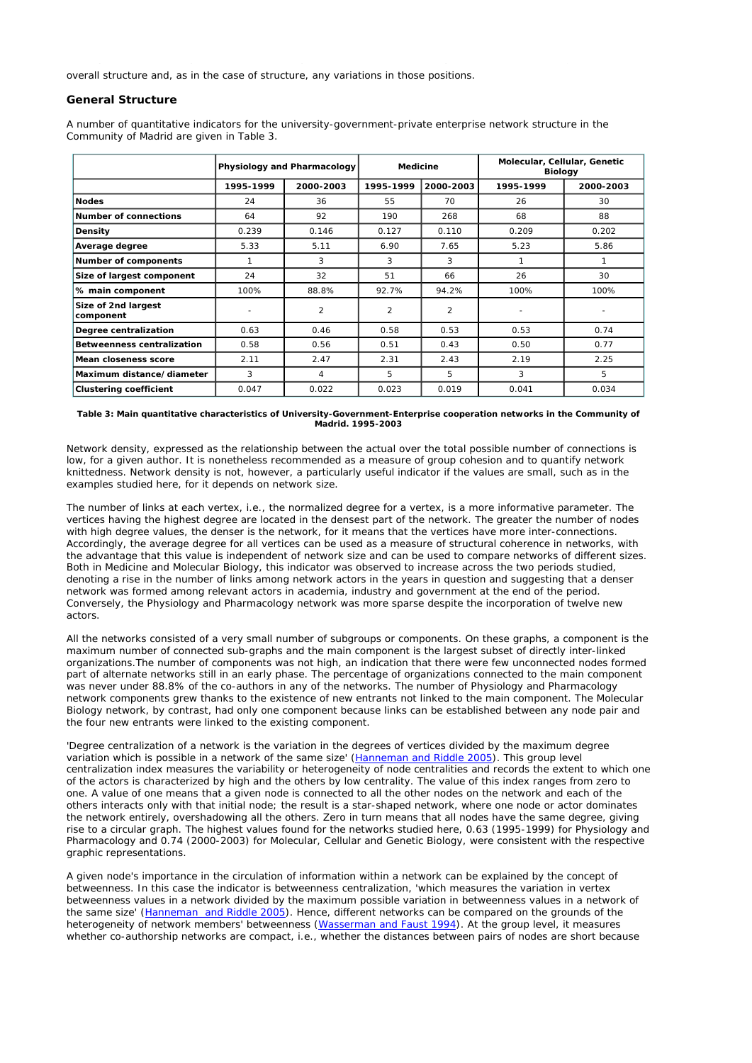overall structure and, as in the case of structure, any variations in those positions.

### General Structure

A number of quantitative indicators for the university-government-private enterprise network structure in the Community of Madrid are given in Table 3.

| | Physiology and Pharmacology | | Medicine | | Molecular, Cellular, Genetic Biology | |
|---|---|---|---|---|---|---|
| | 1995-1999 | 2000-2003 | 1995-1999 | 2000-2003 | 1995-1999 | 2000-2003 |
| **Nodes** | 24 | 36 | 55 | 70 | 26 | 30 |
| **Number of connections** | 64 | 92 | 190 | 268 | 68 | 88 |
| **Density** | 0.239 | 0.146 | 0.127 | 0.110 | 0.209 | 0.202 |
| **Average degree** | 5.33 | 5.11 | 6.90 | 7.65 | 5.23 | 5.86 |
| **Number of components** | 1 | 3 | 3 | 3 | 1 | 1 |
| **Size of largest component** | 24 | 32 | 51 | 66 | 26 | 30 |
| **% main component** | 100% | 88.8% | 92.7% | 94.2% | 100% | 100% |
| **Size of 2nd largest component** | - | 2 | 2 | 2 | - | - |
| **Degree centralization** | 0.63 | 0.46 | 0.58 | 0.53 | 0.53 | 0.74 |
| **Betweenness centralization** | 0.58 | 0.56 | 0.51 | 0.43 | 0.50 | 0.77 |
| **Mean closeness score** | 2.11 | 2.47 | 2.31 | 2.43 | 2.19 | 2.25 |
| **Maximum distance/diameter** | 3 | 4 | 5 | 5 | 3 | 5 |
| **Clustering coefficient** | 0.047 | 0.022 | 0.023 | 0.019 | 0.041 | 0.034 |

**Table 3: Main quantitative characteristics of University-Government-Enterprise cooperation networks in the Community of Madrid. 1995-2003**

Network density, expressed as the relationship between the actual over the total possible number of connections is low, for a given author. It is nonetheless recommended as a measure of group cohesion and to quantify network knittedness. Network density is not, however, a particularly useful indicator if the values are small, such as in the examples studied here, for it depends on network size.

The number of links at each vertex, i.e., the normalized degree for a vertex, is a more informative parameter. The vertices having the highest degree are located in the densest part of the network. The greater the number of nodes with high degree values, the denser is the network, for it means that the vertices have more inter-connections. Accordingly, the average degree for all vertices can be used as a measure of structural coherence in networks, with the advantage that this value is independent of network size and can be used to compare networks of different sizes. Both in Medicine and Molecular Biology, this indicator was observed to increase across the two periods studied, denoting a rise in the number of links among network actors in the years in question and suggesting that a denser network was formed among relevant actors in academia, industry and government at the end of the period. Conversely, the Physiology and Pharmacology network was more sparse despite the incorporation of twelve new actors.

All the networks consisted of a very small number of subgroups or components. On these graphs, a component is the maximum number of connected sub-graphs and the main component is the largest subset of directly inter-linked organizations.The number of components was not high, an indication that there were few unconnected nodes formed part of alternate networks still in an early phase. The percentage of organizations connected to the main component was never under 88.8% of the co-authors in any of the networks. The number of Physiology and Pharmacology network components grew thanks to the existence of new entrants not linked to the main component. The Molecular Biology network, by contrast, had only one component because links can be established between any node pair and the four new entrants were linked to the existing component.

'Degree centralization of a network is the variation in the degrees of vertices divided by the maximum degree variation which is possible in a network of the same size' (Hanneman and Riddle 2005). This group level centralization index measures the variability or heterogeneity of node centralities and records the extent to which one of the actors is characterized by high and the others by low centrality. The value of this index ranges from zero to one. A value of one means that a given node is connected to all the other nodes on the network and each of the others interacts only with that initial node; the result is a star-shaped network, where one node or actor dominates the network entirely, overshadowing all the others. Zero in turn means that all nodes have the same degree, giving rise to a circular graph. The highest values found for the networks studied here, 0.63 (1995-1999) for Physiology and Pharmacology and 0.74 (2000-2003) for Molecular, Cellular and Genetic Biology, were consistent with the respective graphic representations.

A given node's importance in the circulation of information within a network can be explained by the concept of betweenness. In this case the indicator is betweenness centralization, 'which measures the variation in vertex betweenness values in a network divided by the maximum possible variation in betweenness values in a network of the same size' (Hanneman and Riddle 2005). Hence, different networks can be compared on the grounds of the heterogeneity of network members' betweenness (Wasserman and Faust 1994). At the group level, it measures whether co-authorship networks are compact, i.e., whether the distances between pairs of nodes are short because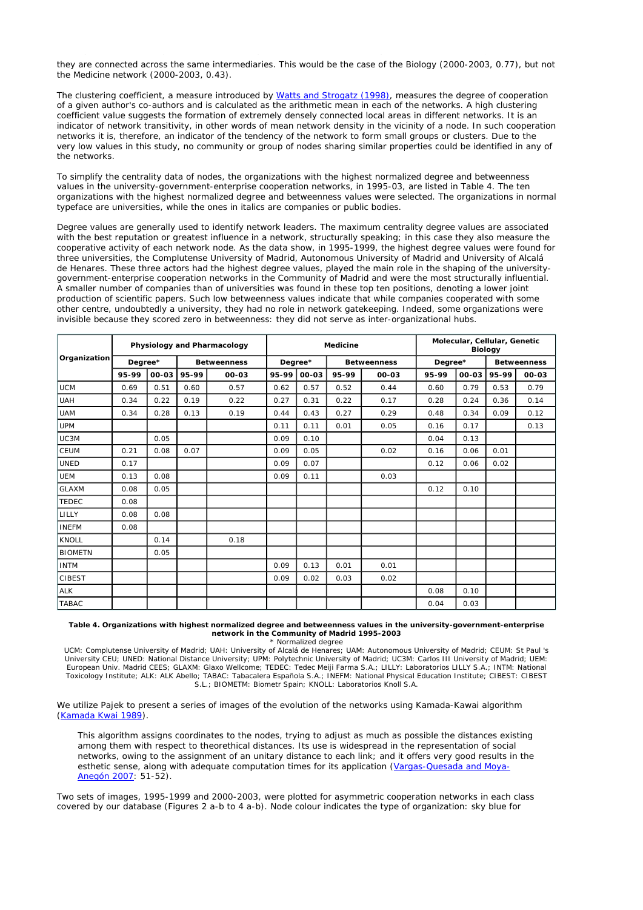they are connected across the same intermediaries. This would be the case of the Biology (2000-2003, 0.77), but not the Medicine network (2000-2003, 0.43).

The clustering coefficient, a measure introduced by Watts and Strogatz (1998), measures the degree of cooperation of a given author's co-authors and is calculated as the arithmetic mean in each of the networks. A high clustering coefficient value suggests the formation of extremely densely connected local areas in different networks. It is an indicator of network transitivity, in other words of mean network density in the vicinity of a node. In such cooperation networks it is, therefore, an indicator of the tendency of the network to form small groups or clusters. Due to the very low values in this study, no community or group of nodes sharing similar properties could be identified in any of the networks.

To simplify the centrality data of nodes, the organizations with the highest normalized degree and betweenness values in the university-government-enterprise cooperation networks, in 1995-03, are listed in Table 4. The ten organizations with the highest normalized degree and betweenness values were selected. The organizations in normal typeface are universities, while the ones in italics are companies or public bodies.

Degree values are generally used to identify network leaders. The maximum centrality degree values are associated with the best reputation or greatest influence in a network, structurally speaking; in this case they also measure the cooperative activity of each network node. As the data show, in 1995-1999, the highest degree values were found for three universities, the Complutense University of Madrid, Autonomous University of Madrid and University of Alcalá de Henares. These three actors had the highest degree values, played the main role in the shaping of the university-government-enterprise cooperation networks in the Community of Madrid and were the most structurally influential. A smaller number of companies than of universities was found in these top ten positions, denoting a lower joint production of scientific papers. Such low betweenness values indicate that while companies cooperated with some other centre, undoubtedly a university, they had no role in network gatekeeping. Indeed, some organizations were invisible because they scored zero in betweenness: they did not serve as inter-organizational hubs.

| Organization | Physiology and Pharmacology | | | | Medicine | | | | Molecular, Cellular, Genetic Biology | | | |
|---|---|---|---|---|---|---|---|---|---|---|---|---|
| | Degree* | | Betweenness | | Degree* | | Betweenness | | Degree* | | Betweenness | |
| | 95-99 | 00-03 | 95-99 | 00-03 | 95-99 | 00-03 | 95-99 | 00-03 | 95-99 | 00-03 | 95-99 | 00-03 |
| UCM | 0.69 | 0.51 | 0.60 | 0.57 | 0.62 | 0.57 | 0.52 | 0.44 | 0.60 | 0.79 | 0.53 | 0.79 |
| UAH | 0.34 | 0.22 | 0.19 | 0.22 | 0.27 | 0.31 | 0.22 | 0.17 | 0.28 | 0.24 | 0.36 | 0.14 |
| UAM | 0.34 | 0.28 | 0.13 | 0.19 | 0.44 | 0.43 | 0.27 | 0.29 | 0.48 | 0.34 | 0.09 | 0.12 |
| UPM | | | | | 0.11 | 0.11 | 0.01 | 0.05 | 0.16 | 0.17 | | 0.13 |
| UC3M | | 0.05 | | | 0.09 | 0.10 | | | 0.04 | 0.13 | | |
| CEUM | 0.21 | 0.08 | 0.07 | | 0.09 | 0.05 | | 0.02 | 0.16 | 0.06 | 0.01 | |
| UNED | 0.17 | | | | 0.09 | 0.07 | | | 0.12 | 0.06 | 0.02 | |
| UEM | 0.13 | 0.08 | | | 0.09 | 0.11 | | 0.03 | | | | |
| GLAXM | 0.08 | 0.05 | | | | | | | 0.12 | 0.10 | | |
| TEDEC | 0.08 | | | | | | | | | | | |
| LILLY | 0.08 | 0.08 | | | | | | | | | | |
| INEFM | 0.08 | | | | | | | | | | | |
| KNOLL | | 0.14 | | 0.18 | | | | | | | | |
| BIOMETN | | 0.05 | | | | | | | | | | |
| INTM | | | | | 0.09 | 0.13 | 0.01 | 0.01 | | | | |
| CIBEST | | | | | 0.09 | 0.02 | 0.03 | 0.02 | | | | |
| ALK | | | | | | | | | 0.08 | 0.10 | | |
| TABAC | | | | | | | | | 0.04 | 0.03 | | |

**Table 4. Organizations with highest normalized degree and betweenness values in the university-government-enterprise network in the Community of Madrid 1995-2003**
\* Normalized degree
UCM: Complutense University of Madrid; UAH: University of Alcalá de Henares; UAM: Autonomous University of Madrid; CEUM: St Paul 's University CEU; UNED: National Distance University; UPM: Polytechnic University of Madrid; UC3M: Carlos III University of Madrid; UEM: European Univ. Madrid CEES; GLAXM: Glaxo Wellcome; TEDEC: Tedec Meiji Farma S.A.; LILLY: Laboratorios LILLY S.A.; INTM: National Toxicology Institute; ALK: ALK Abello; TABAC: Tabacalera Española S.A.; INEFM: National Physical Education Institute; CIBEST: CIBEST S.L.; BIOMETM: Biometr Spain; KNOLL: Laboratorios Knoll S.A.

We utilize Pajek to present a series of images of the evolution of the networks using Kamada-Kawai algorithm (Kamada Kwai 1989).

> This algorithm assigns coordinates to the nodes, trying to adjust as much as possible the distances existing among them with respect to theorethical distances. Its use is widespread in the representation of social networks, owing to the assignment of an unitary distance to each link; and it offers very good results in the esthetic sense, along with adequate computation times for its application (Vargas-Quesada and Moya-Anegón 2007: 51-52).

Two sets of images, 1995-1999 and 2000-2003, were plotted for asymmetric cooperation networks in each class covered by our database (Figures 2 a-b to 4 a-b). Node colour indicates the type of organization: sky blue for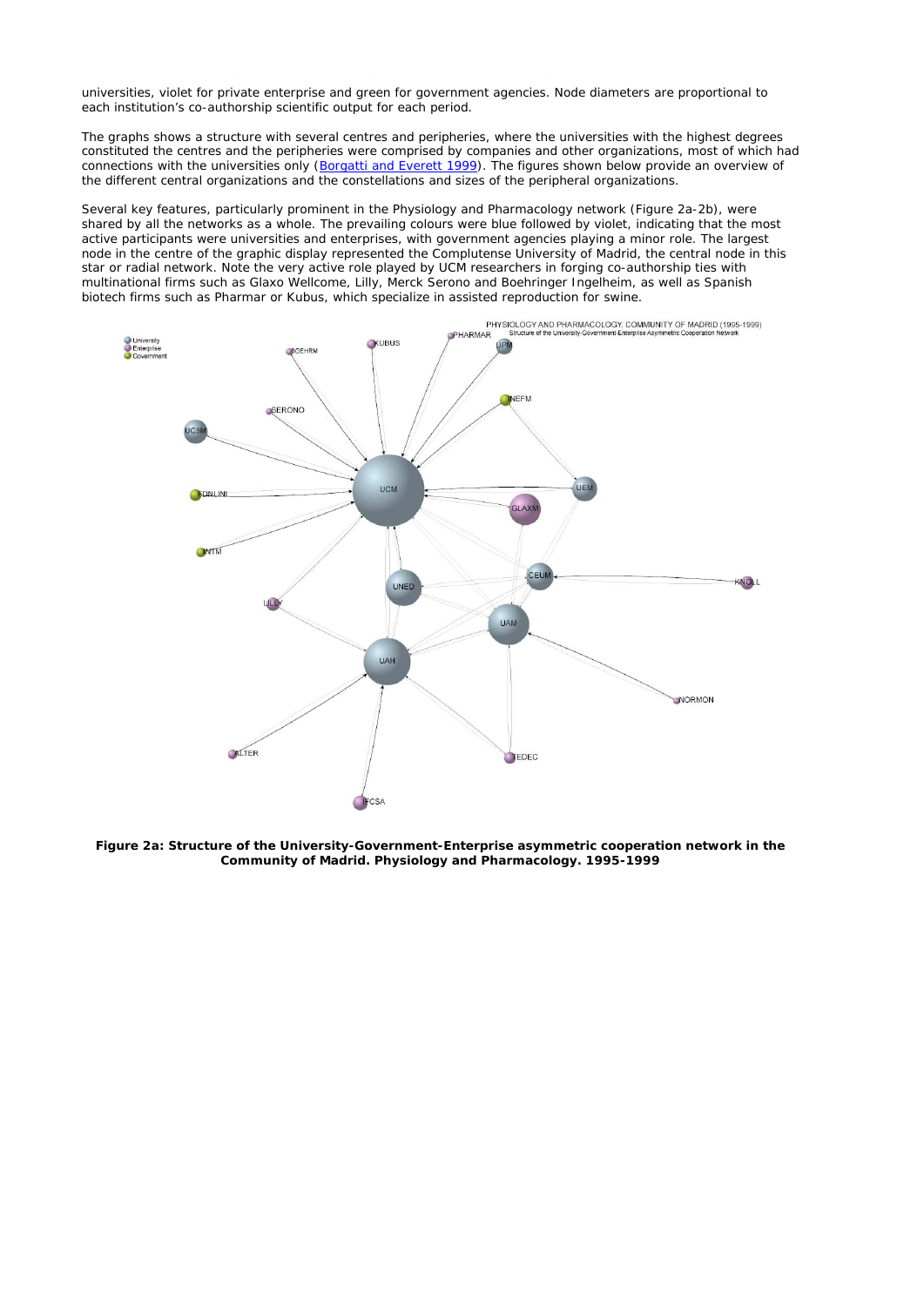universities, violet for private enterprise and green for government agencies. Node diameters are proportional to each institution's co-authorship scientific output for each period.

The graphs shows a structure with several centres and peripheries, where the universities with the highest degrees constituted the centres and the peripheries were comprised by companies and other organizations, most of which had connections with the universities only (Borgatti and Everett 1999). The figures shown below provide an overview of the different central organizations and the constellations and sizes of the peripheral organizations.

Several key features, particularly prominent in the Physiology and Pharmacology network (Figure 2a-2b), were shared by all the networks as a whole. The prevailing colours were blue followed by violet, indicating that the most active participants were universities and enterprises, with government agencies playing a minor role. The largest node in the centre of the graphic display represented the Complutense University of Madrid, the central node in this star or radial network. Note the very active role played by UCM researchers in forging co-authorship ties with multinational firms such as Glaxo Wellcome, Lilly, Merck Serono and Boehringer Ingelheim, as well as Spanish biotech firms such as Pharmar or Kubus, which specialize in assisted reproduction for swine.

**Figure 2a: Structure of the University-Government-Enterprise asymmetric cooperation network in the Community of Madrid. Physiology and Pharmacology. 1995-1999**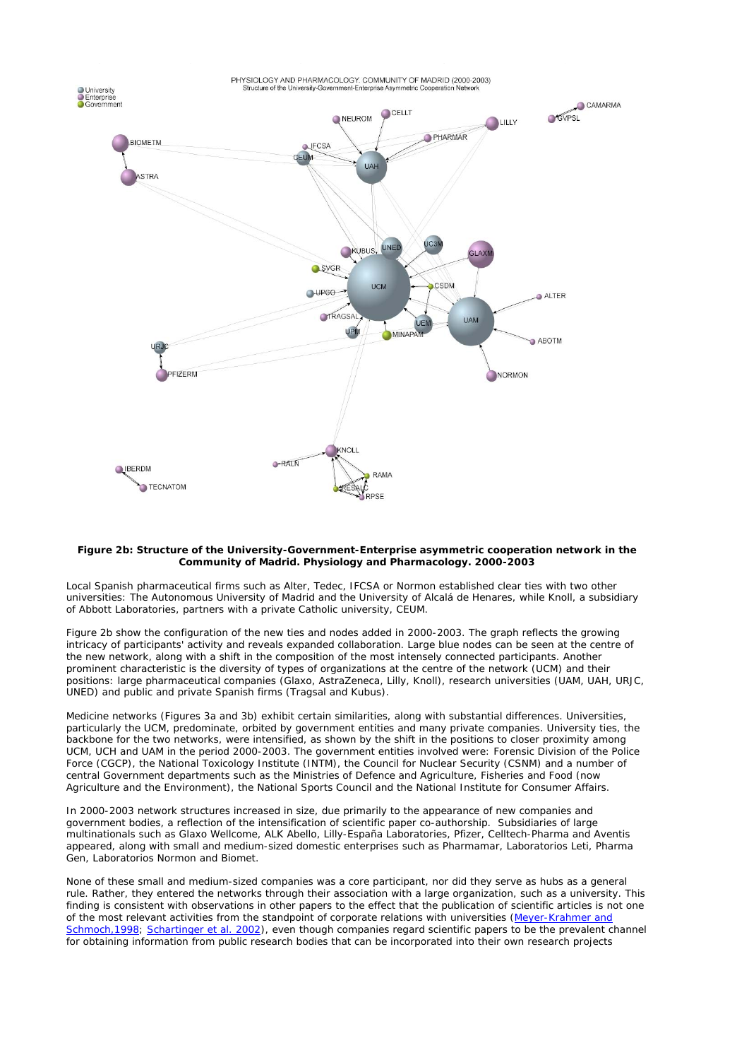**Figure 2b: Structure of the University-Government-Enterprise asymmetric cooperation network in the Community of Madrid. Physiology and Pharmacology. 2000-2003**

Local Spanish pharmaceutical firms such as Alter, Tedec, IFCSA or Normon established clear ties with two other universities: The Autonomous University of Madrid and the University of Alcalá de Henares, while Knoll, a subsidiary of Abbott Laboratories, partners with a private Catholic university, CEUM.

Figure 2b show the configuration of the new ties and nodes added in 2000-2003. The graph reflects the growing intricacy of participants' activity and reveals expanded collaboration. Large blue nodes can be seen at the centre of the new network, along with a shift in the composition of the most intensely connected participants. Another prominent characteristic is the diversity of types of organizations at the centre of the network (UCM) and their positions: large pharmaceutical companies (Glaxo, AstraZeneca, Lilly, Knoll), research universities (UAM, UAH, URJC, UNED) and public and private Spanish firms (Tragsal and Kubus).

Medicine networks (Figures 3a and 3b) exhibit certain similarities, along with substantial differences. Universities, particularly the UCM, predominate, orbited by government entities and many private companies. University ties, the backbone for the two networks, were intensified, as shown by the shift in the positions to closer proximity among UCM, UCH and UAM in the period 2000-2003. The government entities involved were: Forensic Division of the Police Force (CGCP), the National Toxicology Institute (INTM), the Council for Nuclear Security (CSNM) and a number of central Government departments such as the Ministries of Defence and Agriculture, Fisheries and Food (now Agriculture and the Environment), the National Sports Council and the National Institute for Consumer Affairs.

In 2000-2003 network structures increased in size, due primarily to the appearance of new companies and government bodies, a reflection of the intensification of scientific paper co-authorship. Subsidiaries of large multinationals such as Glaxo Wellcome, ALK Abello, Lilly-España Laboratories, Pfizer, Celltech-Pharma and Aventis appeared, along with small and medium-sized domestic enterprises such as Pharmamar, Laboratorios Leti, Pharma Gen, Laboratorios Normon and Biomet.

None of these small and medium-sized companies was a core participant, nor did they serve as hubs as a general rule. Rather, they entered the networks through their association with a large organization, such as a university. This finding is consistent with observations in other papers to the effect that the publication of scientific articles is not one of the most relevant activities from the standpoint of corporate relations with universities (Meyer-Krahmer and Schmoch,1998; Schartinger et al. 2002), even though companies regard scientific papers to be the prevalent channel for obtaining information from public research bodies that can be incorporated into their own research projects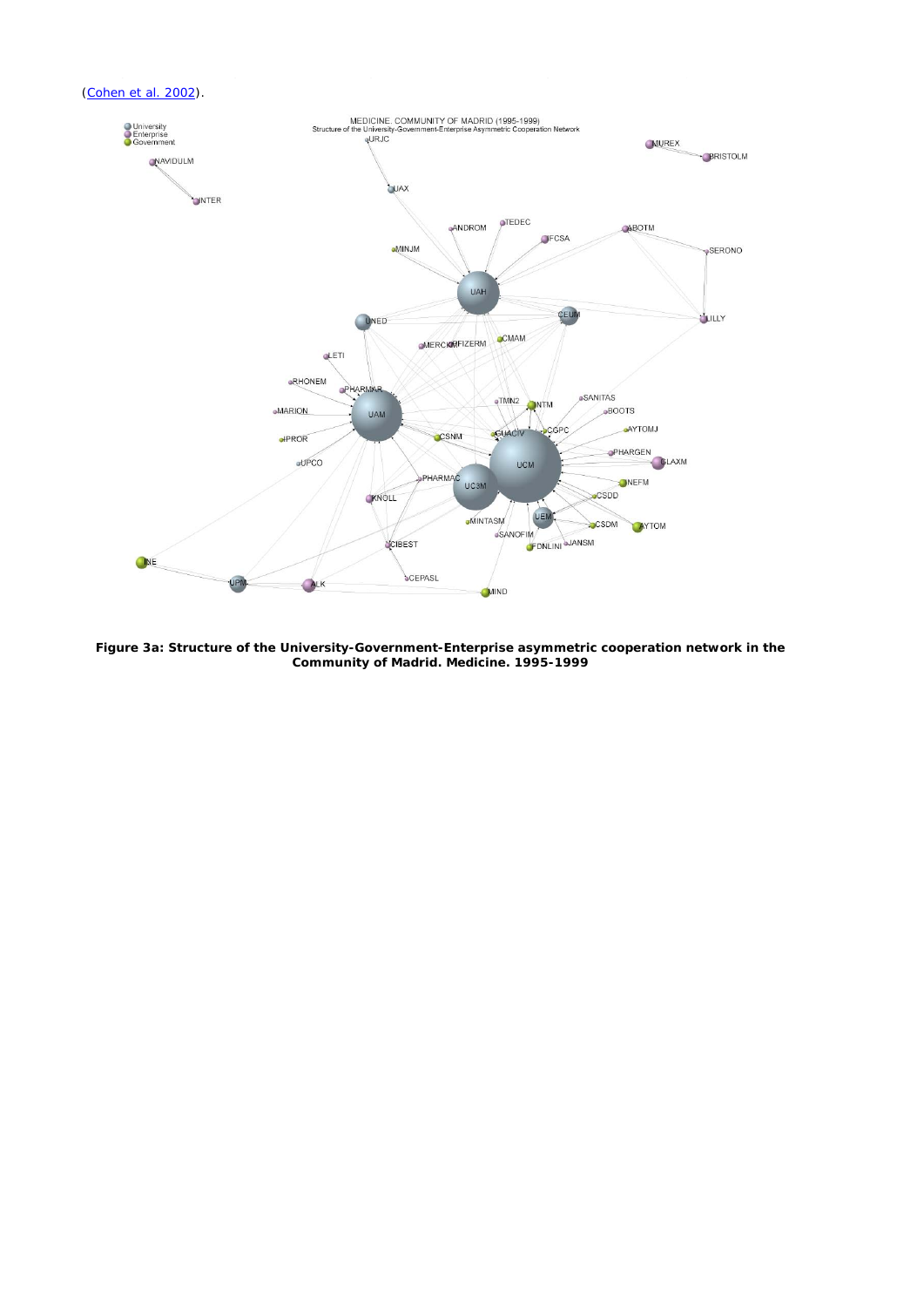(Cohen et al. 2002).

**Figure 3a: Structure of the University-Government-Enterprise asymmetric cooperation network in the Community of Madrid. Medicine. 1995-1999**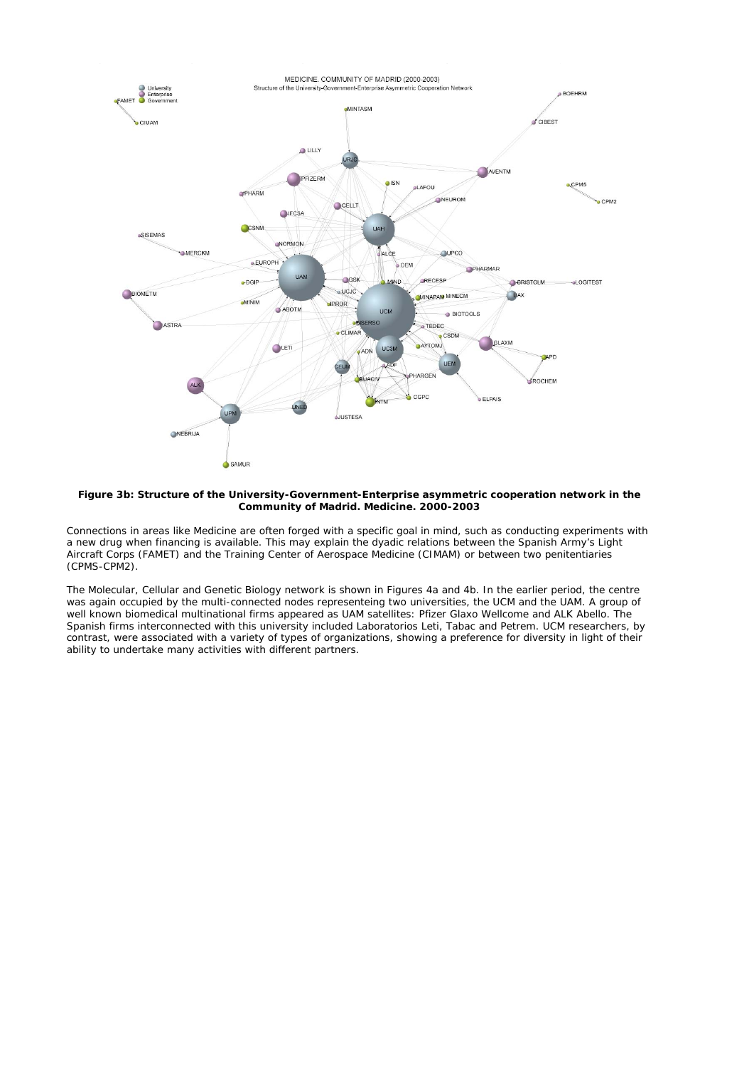**Figure 3b: Structure of the University-Government-Enterprise asymmetric cooperation network in the Community of Madrid. Medicine. 2000-2003**

Connections in areas like Medicine are often forged with a specific goal in mind, such as conducting experiments with a new drug when financing is available. This may explain the dyadic relations between the Spanish Army's Light Aircraft Corps (FAMET) and the Training Center of Aerospace Medicine (CIMAM) or between two penitentiaries (CPMS-CPM2).

The Molecular, Cellular and Genetic Biology network is shown in Figures 4a and 4b. In the earlier period, the centre was again occupied by the multi-connected nodes representeing two universities, the UCM and the UAM. A group of well known biomedical multinational firms appeared as UAM satellites: Pfizer Glaxo Wellcome and ALK Abello. The Spanish firms interconnected with this university included Laboratorios Leti, Tabac and Petrem. UCM researchers, by contrast, were associated with a variety of types of organizations, showing a preference for diversity in light of their ability to undertake many activities with different partners.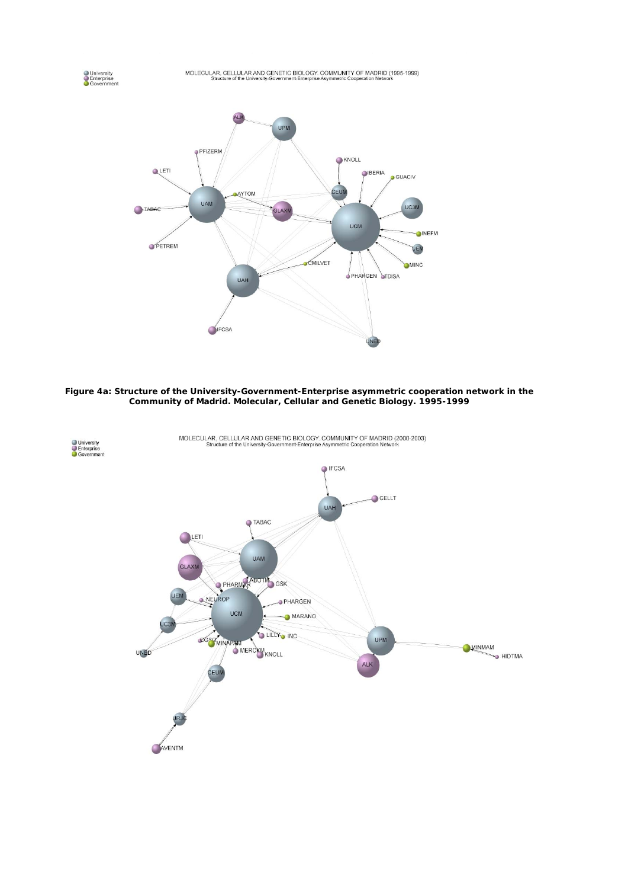**Figure 4a: Structure of the University-Government-Enterprise asymmetric cooperation network in the Community of Madrid. Molecular, Cellular and Genetic Biology. 1995-1999**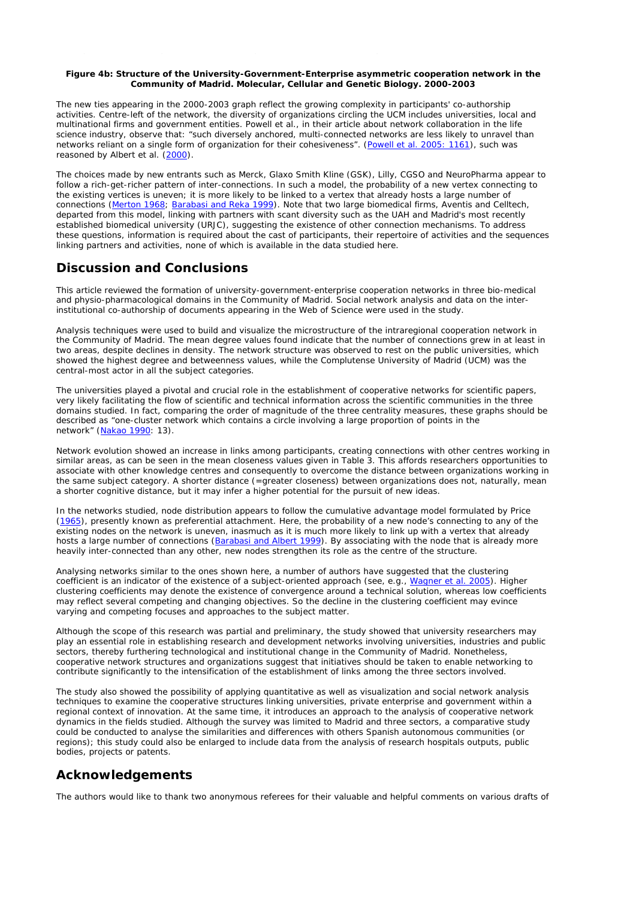**Figure 4b: Structure of the University-Government-Enterprise asymmetric cooperation network in the Community of Madrid. Molecular, Cellular and Genetic Biology. 2000-2003**

The new ties appearing in the 2000-2003 graph reflect the growing complexity in participants' co-authorship activities. Centre-left of the network, the diversity of organizations circling the UCM includes universities, local and multinational firms and government entities. Powell et al., in their article about network collaboration in the life science industry, observe that: "such diversely anchored, multi-connected networks are less likely to unravel than networks reliant on a single form of organization for their cohesiveness". (Powell et al. 2005: 1161), such was reasoned by Albert et al. (2000).

The choices made by new entrants such as Merck, Glaxo Smith Kline (GSK), Lilly, CGSO and NeuroPharma appear to follow a rich-get-richer pattern of inter-connections. In such a model, the probability of a new vertex connecting to the existing vertices is uneven; it is more likely to be linked to a vertex that already hosts a large number of connections (Merton 1968; Barabasi and Reka 1999). Note that two large biomedical firms, Aventis and Celltech, departed from this model, linking with partners with scant diversity such as the UAH and Madrid's most recently established biomedical university (URJC), suggesting the existence of other connection mechanisms. To address these questions, information is required about the cast of participants, their repertoire of activities and the sequences linking partners and activities, none of which is available in the data studied here.

## Discussion and Conclusions

This article reviewed the formation of university-government-enterprise cooperation networks in three bio-medical and physio-pharmacological domains in the Community of Madrid. Social network analysis and data on the inter-institutional co-authorship of documents appearing in the Web of Science were used in the study.

Analysis techniques were used to build and visualize the microstructure of the intraregional cooperation network in the Community of Madrid. The mean degree values found indicate that the number of connections grew in at least in two areas, despite declines in density. The network structure was observed to rest on the public universities, which showed the highest degree and betweenness values, while the Complutense University of Madrid (UCM) was the central-most actor in all the subject categories.

The universities played a pivotal and crucial role in the establishment of cooperative networks for scientific papers, very likely facilitating the flow of scientific and technical information across the scientific communities in the three domains studied. In fact, comparing the order of magnitude of the three centrality measures, these graphs should be described as "one-cluster network which contains a circle involving a large proportion of points in the network" (Nakao 1990: 13).

Network evolution showed an increase in links among participants, creating connections with other centres working in similar areas, as can be seen in the mean closeness values given in Table 3. This affords researchers opportunities to associate with other knowledge centres and consequently to overcome the distance between organizations working in the same subject category. A shorter distance (=greater closeness) between organizations does not, naturally, mean a shorter cognitive distance, but it may infer a higher potential for the pursuit of new ideas.

In the networks studied, node distribution appears to follow the cumulative advantage model formulated by Price (1965), presently known as preferential attachment. Here, the probability of a new node's connecting to any of the existing nodes on the network is uneven, inasmuch as it is much more likely to link up with a vertex that already hosts a large number of connections (Barabasi and Albert 1999). By associating with the node that is already more heavily inter-connected than any other, new nodes strengthen its role as the centre of the structure.

Analysing networks similar to the ones shown here, a number of authors have suggested that the clustering coefficient is an indicator of the existence of a subject-oriented approach (see, e.g., Wagner et al. 2005). Higher clustering coefficients may denote the existence of convergence around a technical solution, whereas low coefficients may reflect several competing and changing objectives. So the decline in the clustering coefficient may evince varying and competing focuses and approaches to the subject matter.

Although the scope of this research was partial and preliminary, the study showed that university researchers may play an essential role in establishing research and development networks involving universities, industries and public sectors, thereby furthering technological and institutional change in the Community of Madrid. Nonetheless, cooperative network structures and organizations suggest that initiatives should be taken to enable networking to contribute significantly to the intensification of the establishment of links among the three sectors involved.

The study also showed the possibility of applying quantitative as well as visualization and social network analysis techniques to examine the cooperative structures linking universities, private enterprise and government within a regional context of innovation. At the same time, it introduces an approach to the analysis of cooperative network dynamics in the fields studied. Although the survey was limited to Madrid and three sectors, a comparative study could be conducted to analyse the similarities and differences with others Spanish autonomous communities (or regions); this study could also be enlarged to include data from the analysis of research hospitals outputs, public bodies, projects or patents.

## Acknowledgements

The authors would like to thank two anonymous referees for their valuable and helpful comments on various drafts of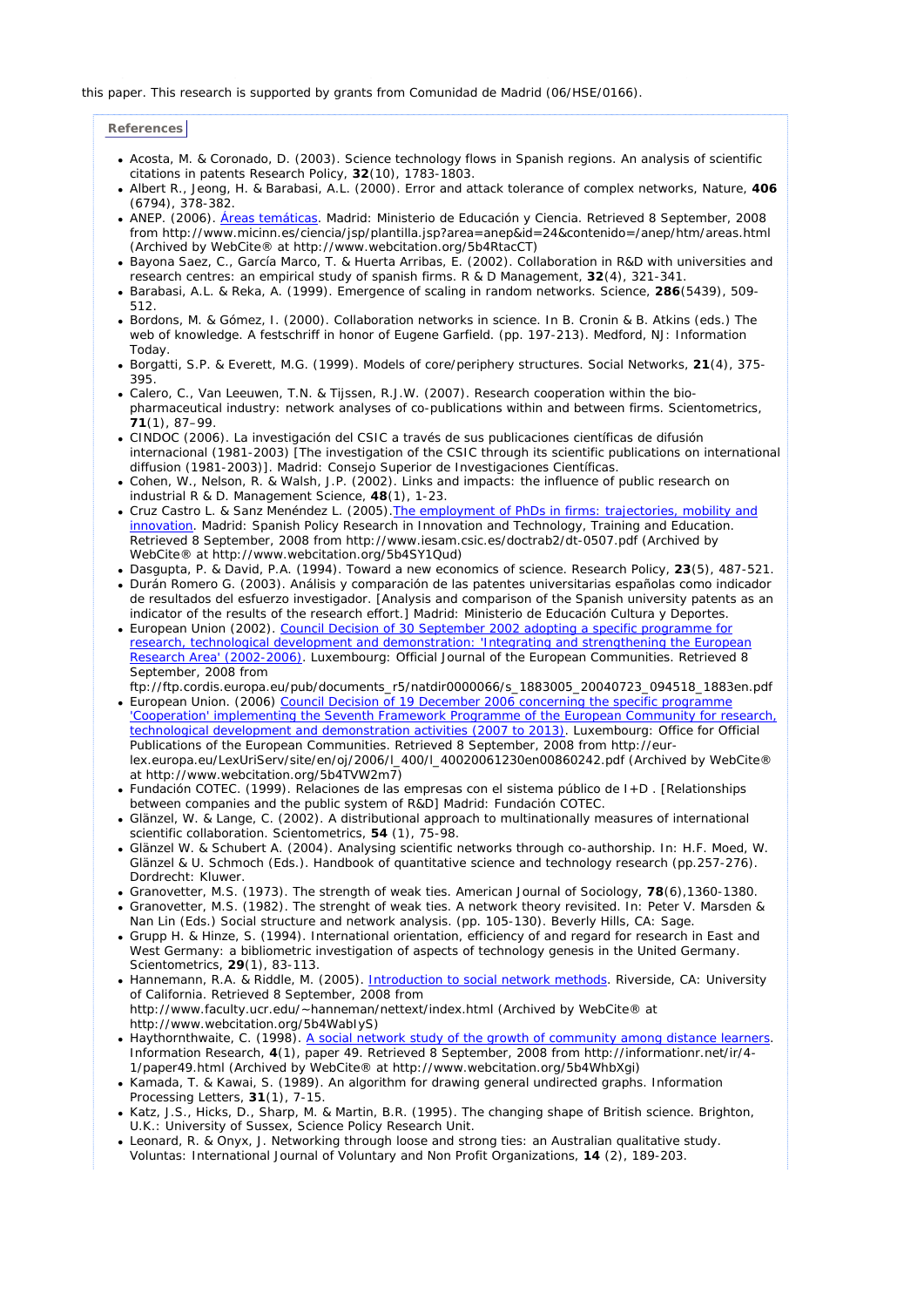this paper. This research is supported by grants from Comunidad de Madrid (06/HSE/0166).

## References

- Acosta, M. & Coronado, D. (2003). Science technology flows in Spanish regions. An analysis of scientific citations in patents Research Policy, **32**(10), 1783-1803.
- Albert R., Jeong, H. & Barabasi, A.L. (2000). Error and attack tolerance of complex networks, Nature, **406** (6794), 378-382.
- ANEP. (2006). Áreas temáticas. Madrid: Ministerio de Educación y Ciencia. Retrieved 8 September, 2008 from http://www.micinn.es/ciencia/jsp/plantilla.jsp?area=anep&id=24&contenido=/anep/htm/areas.html (Archived by WebCite® at http://www.webcitation.org/5b4RtacCT)
- Bayona Saez, C., García Marco, T. & Huerta Arribas, E. (2002). Collaboration in R&D with universities and research centres: an empirical study of spanish firms. R & D Management, **32**(4), 321-341.
- Barabasi, A.L. & Reka, A. (1999). Emergence of scaling in random networks. Science, **286**(5439), 509-512.
- Bordons, M. & Gómez, I. (2000). Collaboration networks in science. In B. Cronin & B. Atkins (eds.) The web of knowledge. A festschrift in honor of Eugene Garfield. (pp. 197-213). Medford, NJ: Information Today.
- Borgatti, S.P. & Everett, M.G. (1999). Models of core/periphery structures. Social Networks, **21**(4), 375-395.
- Calero, C., Van Leeuwen, T.N. & Tijssen, R.J.W. (2007). Research cooperation within the bio-pharmaceutical industry: network analyses of co-publications within and between firms. Scientometrics, **71**(1), 87–99.
- CINDOC (2006). La investigación del CSIC a través de sus publicaciones científicas de difusión internacional (1981-2003) [The investigation of the CSIC through its scientific publications on international diffusion (1981-2003)]. Madrid: Consejo Superior de Investigaciones Científicas.
- Cohen, W., Nelson, R. & Walsh, J.P. (2002). Links and impacts: the influence of public research on industrial R & D. Management Science, **48**(1), 1-23.
- Cruz Castro L. & Sanz Menéndez L. (2005).The employment of PhDs in firms: trajectories, mobility and innovation. Madrid: Spanish Policy Research in Innovation and Technology, Training and Education. Retrieved 8 September, 2008 from http://www.iesam.csic.es/doctrab2/dt-0507.pdf (Archived by WebCite® at http://www.webcitation.org/5b4SY1Qud)
- Dasgupta, P. & David, P.A. (1994). Toward a new economics of science. Research Policy, **23**(5), 487-521.
- Durán Romero G. (2003). Análisis y comparación de las patentes universitarias españolas como indicador de resultados del esfuerzo investigador. [Analysis and comparison of the Spanish university patents as an indicator of the results of the research effort.] Madrid: Ministerio de Educación Cultura y Deportes.
- European Union (2002). Council Decision of 30 September 2002 adopting a specific programme for research, technological development and demonstration: 'Integrating and strengthening the European Research Area' (2002-2006). Luxembourg: Official Journal of the European Communities. Retrieved 8 September, 2008 from ftp://ftp.cordis.europa.eu/pub/documents_r5/natdir0000066/s_1883005_20040723_094518_1883en.pdf
- European Union. (2006) Council Decision of 19 December 2006 concerning the specific programme 'Cooperation' implementing the Seventh Framework Programme of the European Community for research, technological development and demonstration activities (2007 to 2013). Luxembourg: Office for Official Publications of the European Communities. Retrieved 8 September, 2008 from http://eur-lex.europa.eu/LexUriServ/site/en/oj/2006/l_400/l_40020061230en00860242.pdf (Archived by WebCite® at http://www.webcitation.org/5b4TVW2m7)
- Fundación COTEC. (1999). Relaciones de las empresas con el sistema público de I+D . [Relationships between companies and the public system of R&D] Madrid: Fundación COTEC.
- Glänzel, W. & Lange, C. (2002). A distributional approach to multinationally measures of international scientific collaboration. Scientometrics, **54** (1), 75-98.
- Glänzel W. & Schubert A. (2004). Analysing scientific networks through co-authorship. In: H.F. Moed, W. Glänzel & U. Schmoch (Eds.). Handbook of quantitative science and technology research (pp.257-276). Dordrecht: Kluwer.
- Granovetter, M.S. (1973). The strength of weak ties. American Journal of Sociology, **78**(6),1360-1380.
- Granovetter, M.S. (1982). The strenght of weak ties. A network theory revisited. In: Peter V. Marsden & Nan Lin (Eds.) Social structure and network analysis. (pp. 105-130). Beverly Hills, CA: Sage.
- Grupp H. & Hinze, S. (1994). International orientation, efficiency of and regard for research in East and West Germany: a bibliometric investigation of aspects of technology genesis in the United Germany. Scientometrics, **29**(1), 83-113.
- Hannemann, R.A. & Riddle, M. (2005). Introduction to social network methods. Riverside, CA: University of California. Retrieved 8 September, 2008 from http://www.faculty.ucr.edu/~hanneman/nettext/index.html (Archived by WebCite® at http://www.webcitation.org/5b4WabIyS)
- Haythornthwaite, C. (1998). A social network study of the growth of community among distance learners. Information Research, **4**(1), paper 49. Retrieved 8 September, 2008 from http://informationr.net/ir/4-1/paper49.html (Archived by WebCite® at http://www.webcitation.org/5b4WhbXgi)
- Kamada, T. & Kawai, S. (1989). An algorithm for drawing general undirected graphs. Information Processing Letters, **31**(1), 7-15.
- Katz, J.S., Hicks, D., Sharp, M. & Martin, B.R. (1995). The changing shape of British science. Brighton, U.K.: University of Sussex, Science Policy Research Unit.
- Leonard, R. & Onyx, J. Networking through loose and strong ties: an Australian qualitative study. Voluntas: International Journal of Voluntary and Non Profit Organizations, **14** (2), 189-203.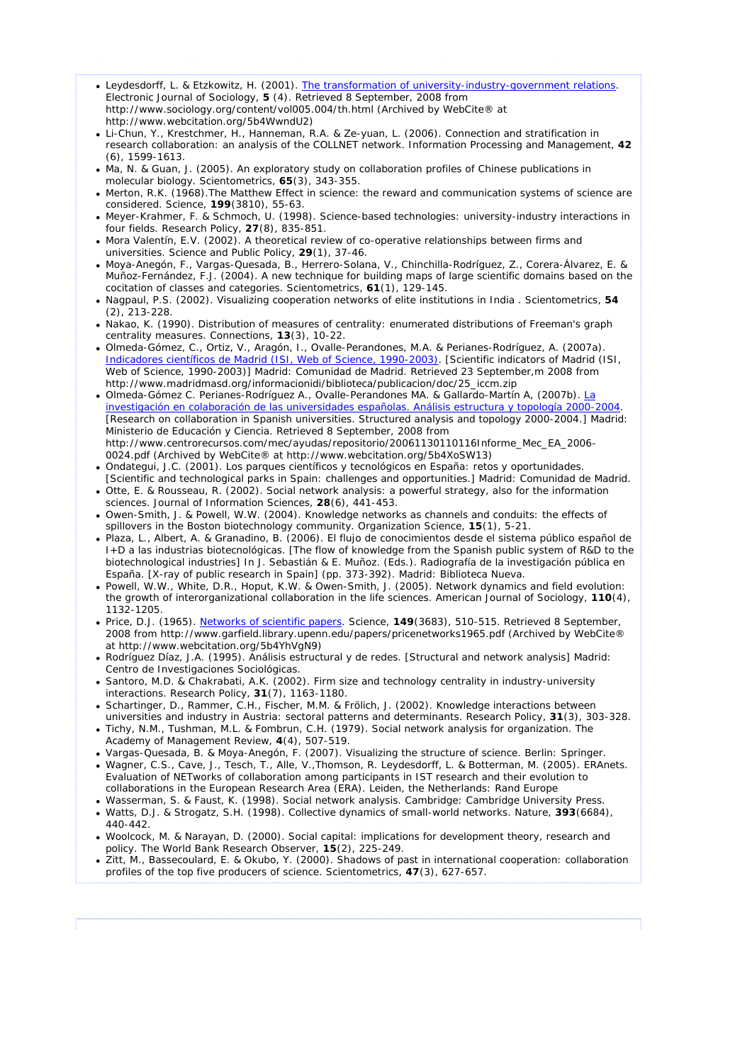- Leydesdorff, L. & Etzkowitz, H. (2001). The transformation of university-industry-government relations. Electronic Journal of Sociology, **5** (4). Retrieved 8 September, 2008 from http://www.sociology.org/content/vol005.004/th.html (Archived by WebCite® at http://www.webcitation.org/5b4WwndU2)
- Li-Chun, Y., Krestchmer, H., Hanneman, R.A. & Ze-yuan, L. (2006). Connection and stratification in research collaboration: an analysis of the COLLNET network. Information Processing and Management, **42** (6), 1599-1613.
- Ma, N. & Guan, J. (2005). An exploratory study on collaboration profiles of Chinese publications in molecular biology. Scientometrics, **65**(3), 343-355.
- Merton, R.K. (1968).The Matthew Effect in science: the reward and communication systems of science are considered. Science, **199**(3810), 55-63.
- Meyer-Krahmer, F. & Schmoch, U. (1998). Science-based technologies: university-industry interactions in four fields. Research Policy, **27**(8), 835-851.
- Mora Valentín, E.V. (2002). A theoretical review of co-operative relationships between firms and universities. Science and Public Policy, **29**(1), 37-46.
- Moya-Anegón, F., Vargas-Quesada, B., Herrero-Solana, V., Chinchilla-Rodríguez, Z., Corera-Álvarez, E. & Muñoz-Fernández, F.J. (2004). A new technique for building maps of large scientific domains based on the cocitation of classes and categories. Scientometrics, **61**(1), 129-145.
- Nagpaul, P.S. (2002). Visualizing cooperation networks of elite institutions in India . Scientometrics, **54** (2), 213-228.
- Nakao, K. (1990). Distribution of measures of centrality: enumerated distributions of Freeman's graph centrality measures. Connections, **13**(3), 10-22.
- Olmeda-Gómez, C., Ortiz, V., Aragón, I., Ovalle-Perandones, M.A. & Perianes-Rodríguez, A. (2007a). Indicadores científicos de Madrid (ISI, Web of Science, 1990-2003). [Scientific indicators of Madrid (ISI, Web of Science, 1990-2003)] Madrid: Comunidad de Madrid. Retrieved 23 September,m 2008 from http://www.madridmasd.org/informacionidi/biblioteca/publicacion/doc/25_iccm.zip
- Olmeda-Gómez C. Perianes-Rodríguez A., Ovalle-Perandones MA. & Gallardo-Martín A, (2007b). La investigación en colaboración de las universidades españolas. Análisis estructura y topología 2000-2004. [Research on collaboration in Spanish universities. Structured analysis and topology 2000-2004.] Madrid: Ministerio de Educación y Ciencia. Retrieved 8 September, 2008 from http://www.centrorecursos.com/mec/ayudas/repositorio/20061130110116Informe_Mec_EA_2006-0024.pdf (Archived by WebCite® at http://www.webcitation.org/5b4XoSW13)
- Ondategui, J.C. (2001). Los parques científicos y tecnológicos en España: retos y oportunidades. [Scientific and technological parks in Spain: challenges and opportunities.] Madrid: Comunidad de Madrid.
- Otte, E. & Rousseau, R. (2002). Social network analysis: a powerful strategy, also for the information sciences. Journal of Information Sciences, **28**(6), 441-453.
- Owen-Smith, J. & Powell, W.W. (2004). Knowledge networks as channels and conduits: the effects of spillovers in the Boston biotechnology community. Organization Science, **15**(1), 5-21.
- Plaza, L., Albert, A. & Granadino, B. (2006). El flujo de conocimientos desde el sistema público español de I+D a las industrias biotecnológicas. [The flow of knowledge from the Spanish public system of R&D to the biotechnological industries] In J. Sebastián & E. Muñoz. (Eds.). Radiografía de la investigación pública en España. [X-ray of public research in Spain] (pp. 373-392). Madrid: Biblioteca Nueva.
- Powell, W.W., White, D.R., Hoput, K.W. & Owen-Smith, J. (2005). Network dynamics and field evolution: the growth of interorganizational collaboration in the life sciences. American Journal of Sociology, **110**(4), 1132-1205.
- Price, D.J. (1965). Networks of scientific papers. Science, **149**(3683), 510-515. Retrieved 8 September, 2008 from http://www.garfield.library.upenn.edu/papers/pricenetworks1965.pdf (Archived by WebCite® at http://www.webcitation.org/5b4YhVgN9)
- Rodríguez Díaz, J.A. (1995). Análisis estructural y de redes. [Structural and network analysis] Madrid: Centro de Investigaciones Sociológicas.
- Santoro, M.D. & Chakrabati, A.K. (2002). Firm size and technology centrality in industry-university interactions. Research Policy, **31**(7), 1163-1180.
- Schartinger, D., Rammer, C.H., Fischer, M.M. & Frölich, J. (2002). Knowledge interactions between universities and industry in Austria: sectoral patterns and determinants. Research Policy, **31**(3), 303-328.
- Tichy, N.M., Tushman, M.L. & Fombrun, C.H. (1979). Social network analysis for organization. The Academy of Management Review, **4**(4), 507-519.
- Vargas-Quesada, B. & Moya-Anegón, F. (2007). Visualizing the structure of science. Berlin: Springer.
- Wagner, C.S., Cave, J., Tesch, T., Alle, V.,Thomson, R. Leydesdorff, L. & Botterman, M. (2005). ERAnets. Evaluation of NETworks of collaboration among participants in IST research and their evolution to collaborations in the European Research Area (ERA). Leiden, the Netherlands: Rand Europe
- Wasserman, S. & Faust, K. (1998). Social network analysis. Cambridge: Cambridge University Press.
- Watts, D.J. & Strogatz, S.H. (1998). Collective dynamics of small-world networks. Nature, **393**(6684), 440-442.
- Woolcock, M. & Narayan, D. (2000). Social capital: implications for development theory, research and policy. The World Bank Research Observer, **15**(2), 225-249.
- Zitt, M., Bassecoulard, E. & Okubo, Y. (2000). Shadows of past in international cooperation: collaboration profiles of the top five producers of science. Scientometrics, **47**(3), 627-657.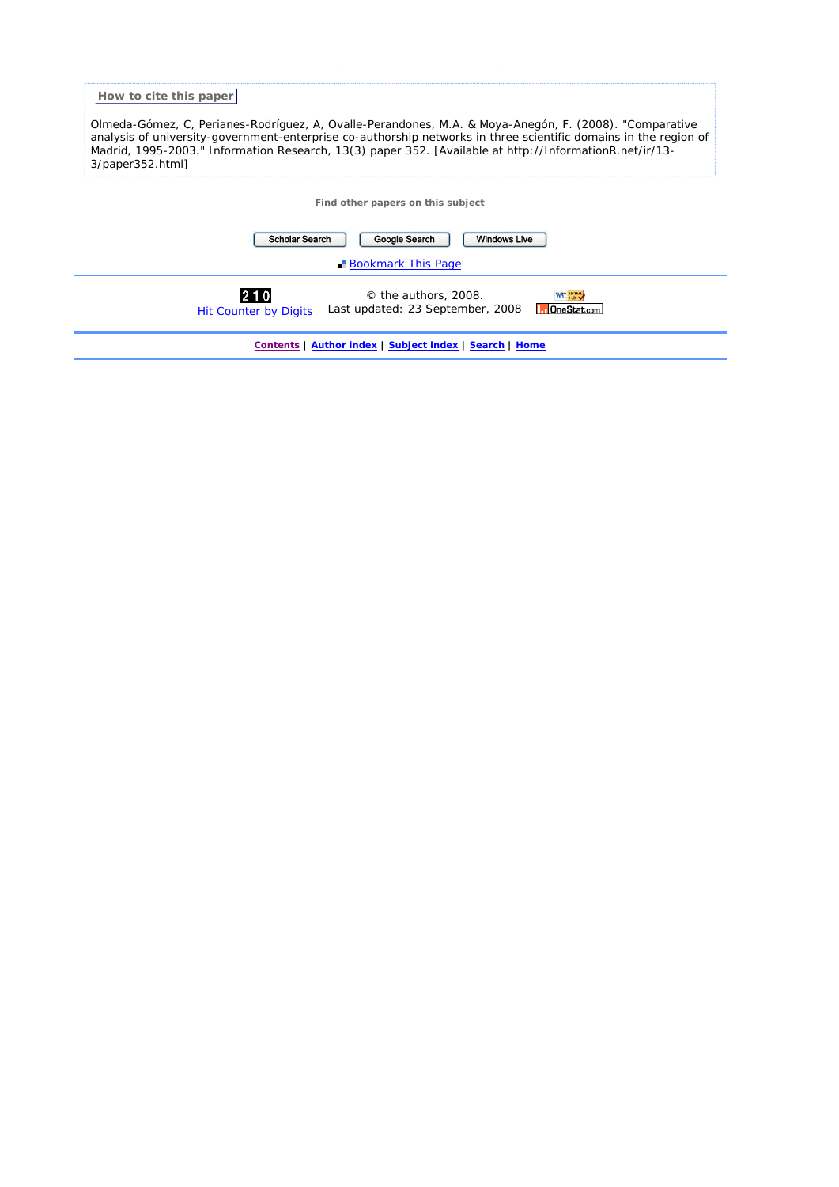## How to cite this paper

Olmeda-Gómez, C, Perianes-Rodríguez, A, Ovalle-Perandones, M.A. & Moya-Anegón, F. (2008). "Comparative analysis of university-government-enterprise co-authorship networks in three scientific domains in the region of Madrid, 1995-2003." Information Research, 13(3) paper 352. [Available at http://InformationR.net/ir/13-3/paper352.html]

**Find other papers on this subject**

Scholar Search | Google Search | Windows Live

Bookmark This Page

210
Hit Counter by Digits

© the authors, 2008.
Last updated: 23 September, 2008

**Contents** | **Author index** | **Subject index** | **Search** | **Home**